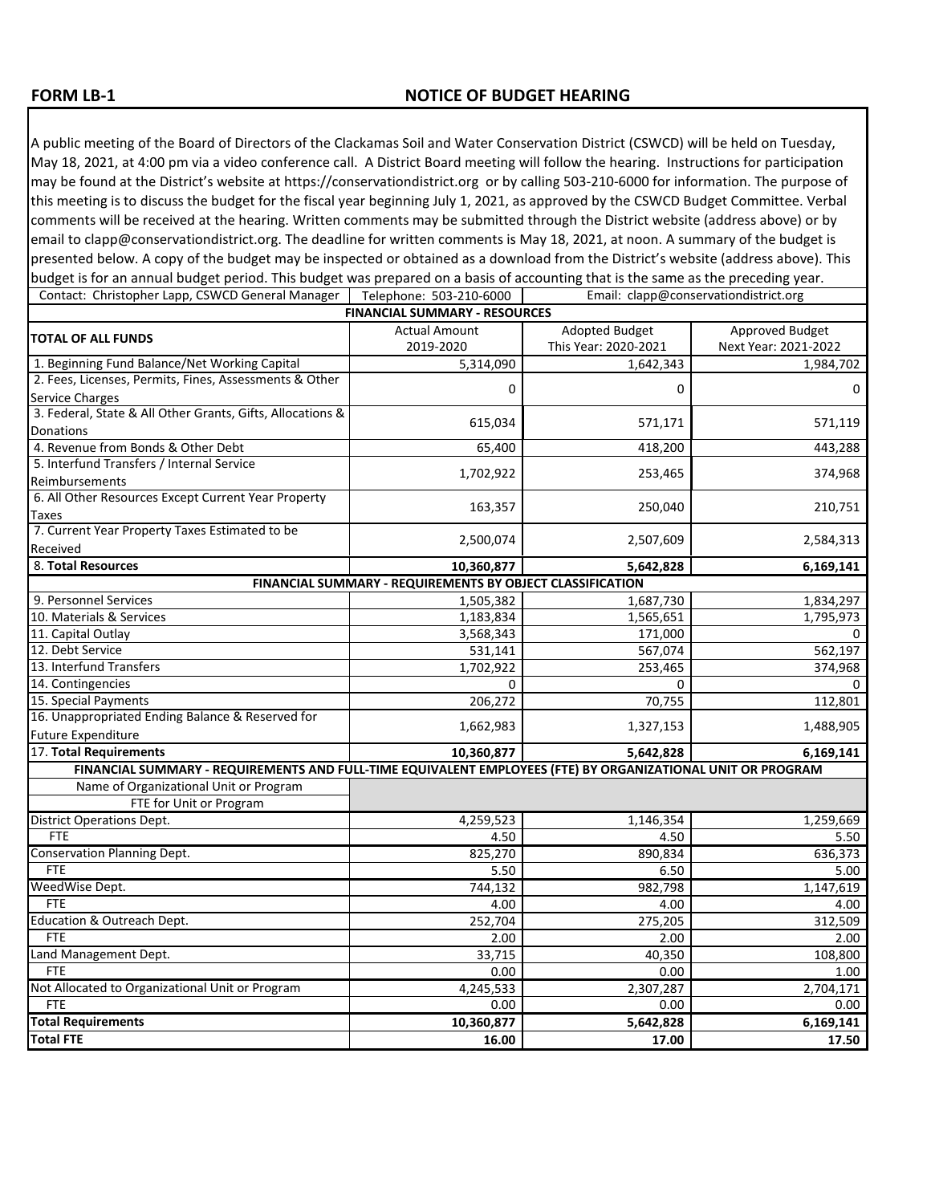**FORM LB-1**

# NOTICE OF BUDGET HEARING

A public meeting of the Board of Directors of the Clackamas Soil and Water Conservation District (CSWCD) will be held on Tuesday, May 18, 2021, at 4:00 pm via a video conference call. A District Board meeting will follow the hearing. Instructions for participation may be found at the District's website at https://conservationdistrict.org or by calling 503-210-6000 for information. The purpose of this meeting is to discuss the budget for the fiscal year beginning July 1, 2021, as approved by the CSWCD Budget Committee. Verbal comments will be received at the hearing. Written comments may be submitted through the District website (address above) or by email to clapp@conservationdistrict.org. The deadline for written comments is May 18, 2021, at noon. A summary of the budget is presented below. A copy of the budget may be inspected or obtained as a download from the District's website (address above). This budget is for an annual budget period. This budget was prepared on a basis of accounting that is the same as the preceding year.

| Contact: Christopher Lapp, CSWCD General Manager | Telephone: 503-210-6000 | Email: clapp@conservationdistrict.org | |
|---|---|---|---|
| **FINANCIAL SUMMARY - RESOURCES** | | | |
| **TOTAL OF ALL FUNDS** | Actual Amount 2019-2020 | Adopted Budget This Year: 2020-2021 | Approved Budget Next Year: 2021-2022 |
| 1. Beginning Fund Balance/Net Working Capital | 5,314,090 | 1,642,343 | 1,984,702 |
| 2. Fees, Licenses, Permits, Fines, Assessments & Other Service Charges | 0 | 0 | 0 |
| 3. Federal, State & All Other Grants, Gifts, Allocations & Donations | 615,034 | 571,171 | 571,119 |
| 4. Revenue from Bonds & Other Debt | 65,400 | 418,200 | 443,288 |
| 5. Interfund Transfers / Internal Service Reimbursements | 1,702,922 | 253,465 | 374,968 |
| 6. All Other Resources Except Current Year Property Taxes | 163,357 | 250,040 | 210,751 |
| 7. Current Year Property Taxes Estimated to be Received | 2,500,074 | 2,507,609 | 2,584,313 |
| 8. **Total Resources** | **10,360,877** | **5,642,828** | **6,169,141** |
| **FINANCIAL SUMMARY - REQUIREMENTS BY OBJECT CLASSIFICATION** | | | |
| 9. Personnel Services | 1,505,382 | 1,687,730 | 1,834,297 |
| 10. Materials & Services | 1,183,834 | 1,565,651 | 1,795,973 |
| 11. Capital Outlay | 3,568,343 | 171,000 | 0 |
| 12. Debt Service | 531,141 | 567,074 | 562,197 |
| 13. Interfund Transfers | 1,702,922 | 253,465 | 374,968 |
| 14. Contingencies | 0 | 0 | 0 |
| 15. Special Payments | 206,272 | 70,755 | 112,801 |
| 16. Unappropriated Ending Balance & Reserved for Future Expenditure | 1,662,983 | 1,327,153 | 1,488,905 |
| 17. **Total Requirements** | **10,360,877** | **5,642,828** | **6,169,141** |
| **FINANCIAL SUMMARY - REQUIREMENTS AND FULL-TIME EQUIVALENT EMPLOYEES (FTE) BY ORGANIZATIONAL UNIT OR PROGRAM** | | | |
| Name of Organizational Unit or Program | | | |
| FTE for Unit or Program | | | |
| District Operations Dept. | 4,259,523 | 1,146,354 | 1,259,669 |
| FTE | 4.50 | 4.50 | 5.50 |
| Conservation Planning Dept. | 825,270 | 890,834 | 636,373 |
| FTE | 5.50 | 6.50 | 5.00 |
| WeedWise Dept. | 744,132 | 982,798 | 1,147,619 |
| FTE | 4.00 | 4.00 | 4.00 |
| Education & Outreach Dept. | 252,704 | 275,205 | 312,509 |
| FTE | 2.00 | 2.00 | 2.00 |
| Land Management Dept. | 33,715 | 40,350 | 108,800 |
| FTE | 0.00 | 0.00 | 1.00 |
| Not Allocated to Organizational Unit or Program | 4,245,533 | 2,307,287 | 2,704,171 |
| FTE | 0.00 | 0.00 | 0.00 |
| **Total Requirements** | **10,360,877** | **5,642,828** | **6,169,141** |
| **Total FTE** | **16.00** | **17.00** | **17.50** |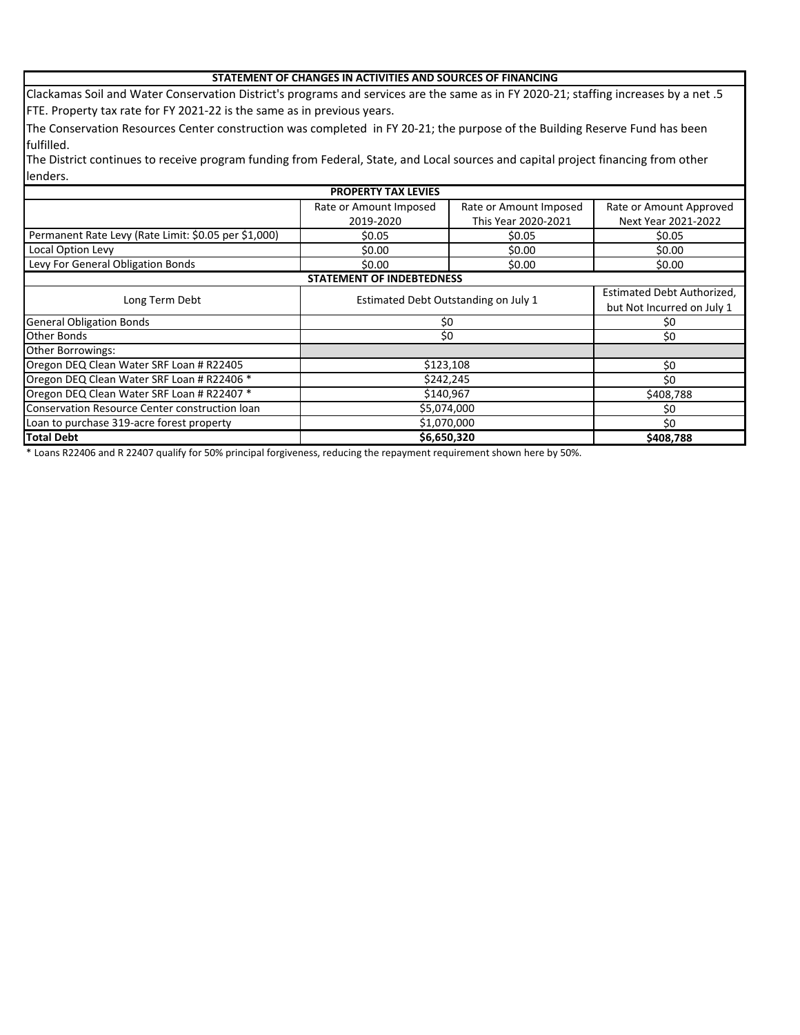## STATEMENT OF CHANGES IN ACTIVITIES AND SOURCES OF FINANCING

Clackamas Soil and Water Conservation District's programs and services are the same as in FY 2020-21; staffing increases by a net .5 FTE. Property tax rate for FY 2021-22 is the same as in previous years.

The Conservation Resources Center construction was completed in FY 20-21; the purpose of the Building Reserve Fund has been fulfilled.

The District continues to receive program funding from Federal, State, and Local sources and capital project financing from other lenders.

### PROPERTY TAX LEVIES

| | Rate or Amount Imposed 2019-2020 | Rate or Amount Imposed This Year 2020-2021 | Rate or Amount Approved Next Year 2021-2022 |
|---|---|---|---|
| Permanent Rate Levy (Rate Limit: $0.05 per $1,000) | $0.05 | $0.05 | $0.05 |
| Local Option Levy | $0.00 | $0.00 | $0.00 |
| Levy For General Obligation Bonds | $0.00 | $0.00 | $0.00 |

### STATEMENT OF INDEBTEDNESS

| Long Term Debt | Estimated Debt Outstanding on July 1 | Estimated Debt Authorized, but Not Incurred on July 1 |
|---|---|---|
| General Obligation Bonds | $0 | $0 |
| Other Bonds | $0 | $0 |
| Other Borrowings: | | |
| Oregon DEQ Clean Water SRF Loan # R22405 | $123,108 | $0 |
| Oregon DEQ Clean Water SRF Loan # R22406 * | $242,245 | $0 |
| Oregon DEQ Clean Water SRF Loan # R22407 * | $140,967 | $408,788 |
| Conservation Resource Center construction loan | $5,074,000 | $0 |
| Loan to purchase 319-acre forest property | $1,070,000 | $0 |
| **Total Debt** | **$6,650,320** | **$408,788** |

* Loans R22406 and R 22407 qualify for 50% principal forgiveness, reducing the repayment requirement shown here by 50%.